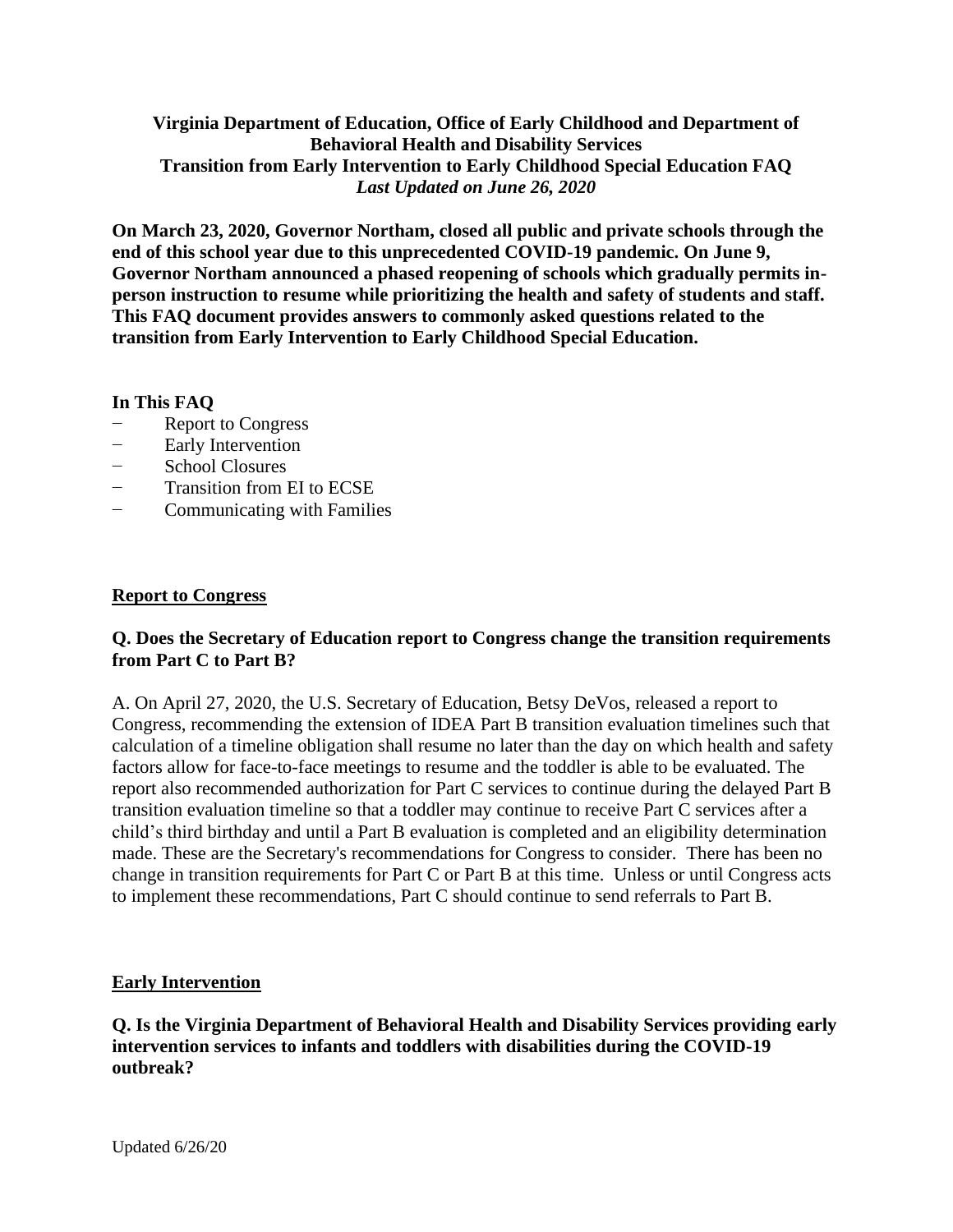**Virginia Department of Education, Office of Early Childhood and Department of Behavioral Health and Disability Services**
**Transition from Early Intervention to Early Childhood Special Education FAQ**
***Last Updated on June 26, 2020***

**On March 23, 2020, Governor Northam, closed all public and private schools through the end of this school year due to this unprecedented COVID-19 pandemic. On June 9, Governor Northam announced a phased reopening of schools which gradually permits in-person instruction to resume while prioritizing the health and safety of students and staff. This FAQ document provides answers to commonly asked questions related to the transition from Early Intervention to Early Childhood Special Education.**

**In This FAQ**

- Report to Congress
- Early Intervention
- School Closures
- Transition from EI to ECSE
- Communicating with Families

## Report to Congress

**Q. Does the Secretary of Education report to Congress change the transition requirements from Part C to Part B?**

A. On April 27, 2020, the U.S. Secretary of Education, Betsy DeVos, released a report to Congress, recommending the extension of IDEA Part B transition evaluation timelines such that calculation of a timeline obligation shall resume no later than the day on which health and safety factors allow for face-to-face meetings to resume and the toddler is able to be evaluated. The report also recommended authorization for Part C services to continue during the delayed Part B transition evaluation timeline so that a toddler may continue to receive Part C services after a child's third birthday and until a Part B evaluation is completed and an eligibility determination made. These are the Secretary's recommendations for Congress to consider. There has been no change in transition requirements for Part C or Part B at this time. Unless or until Congress acts to implement these recommendations, Part C should continue to send referrals to Part B.

## Early Intervention

**Q. Is the Virginia Department of Behavioral Health and Disability Services providing early intervention services to infants and toddlers with disabilities during the COVID-19 outbreak?**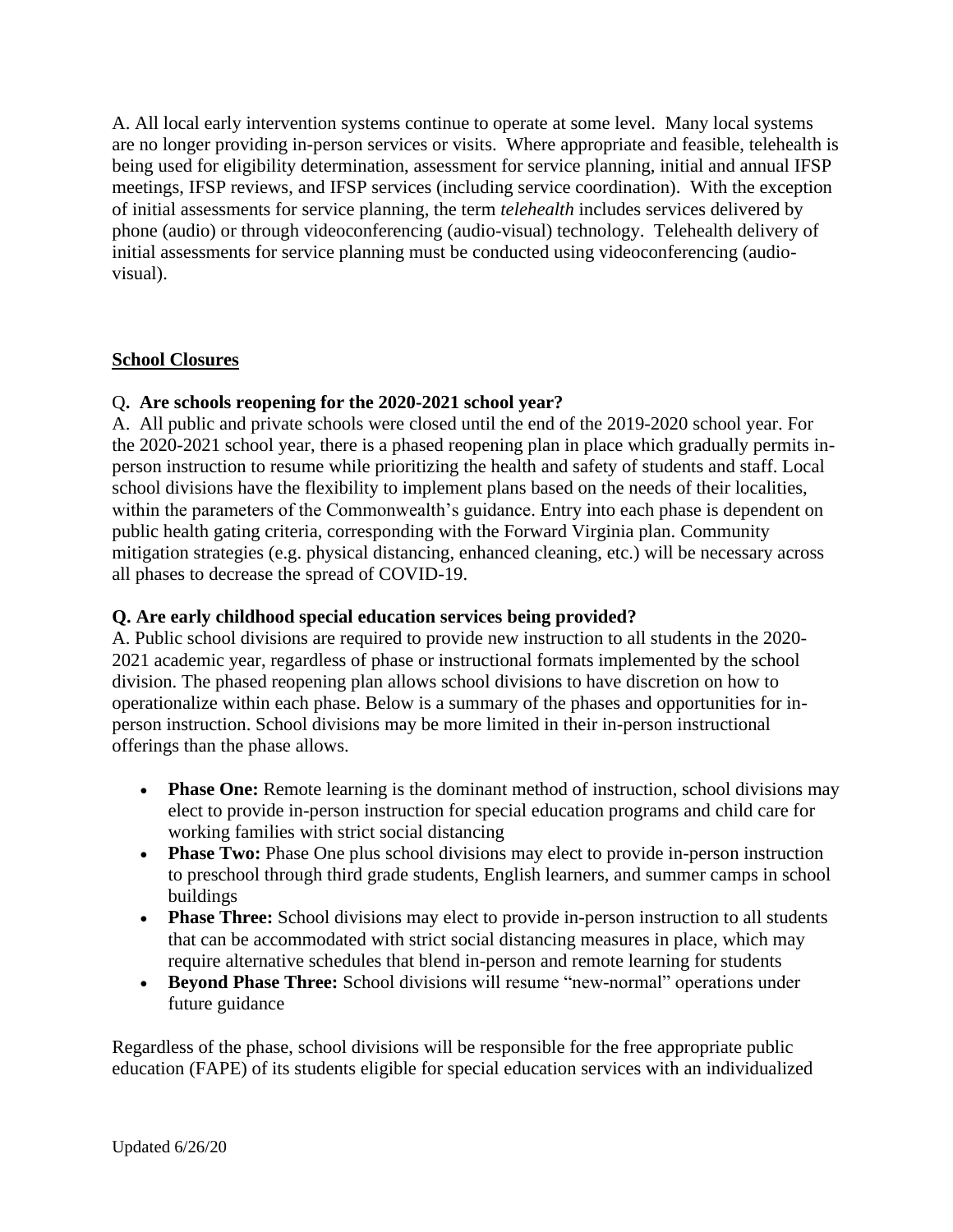A. All local early intervention systems continue to operate at some level. Many local systems are no longer providing in-person services or visits. Where appropriate and feasible, telehealth is being used for eligibility determination, assessment for service planning, initial and annual IFSP meetings, IFSP reviews, and IFSP services (including service coordination). With the exception of initial assessments for service planning, the term *telehealth* includes services delivered by phone (audio) or through videoconferencing (audio-visual) technology. Telehealth delivery of initial assessments for service planning must be conducted using videoconferencing (audio-visual).

## School Closures

Q**. Are schools reopening for the 2020-2021 school year?**

A. All public and private schools were closed until the end of the 2019-2020 school year. For the 2020-2021 school year, there is a phased reopening plan in place which gradually permits in-person instruction to resume while prioritizing the health and safety of students and staff. Local school divisions have the flexibility to implement plans based on the needs of their localities, within the parameters of the Commonwealth's guidance. Entry into each phase is dependent on public health gating criteria, corresponding with the Forward Virginia plan. Community mitigation strategies (e.g. physical distancing, enhanced cleaning, etc.) will be necessary across all phases to decrease the spread of COVID-19.

**Q. Are early childhood special education services being provided?**

A. Public school divisions are required to provide new instruction to all students in the 2020-2021 academic year, regardless of phase or instructional formats implemented by the school division. The phased reopening plan allows school divisions to have discretion on how to operationalize within each phase. Below is a summary of the phases and opportunities for in-person instruction. School divisions may be more limited in their in-person instructional offerings than the phase allows.

- **Phase One:** Remote learning is the dominant method of instruction, school divisions may elect to provide in-person instruction for special education programs and child care for working families with strict social distancing
- **Phase Two:** Phase One plus school divisions may elect to provide in-person instruction to preschool through third grade students, English learners, and summer camps in school buildings
- **Phase Three:** School divisions may elect to provide in-person instruction to all students that can be accommodated with strict social distancing measures in place, which may require alternative schedules that blend in-person and remote learning for students
- **Beyond Phase Three:** School divisions will resume "new-normal" operations under future guidance

Regardless of the phase, school divisions will be responsible for the free appropriate public education (FAPE) of its students eligible for special education services with an individualized

Updated 6/26/20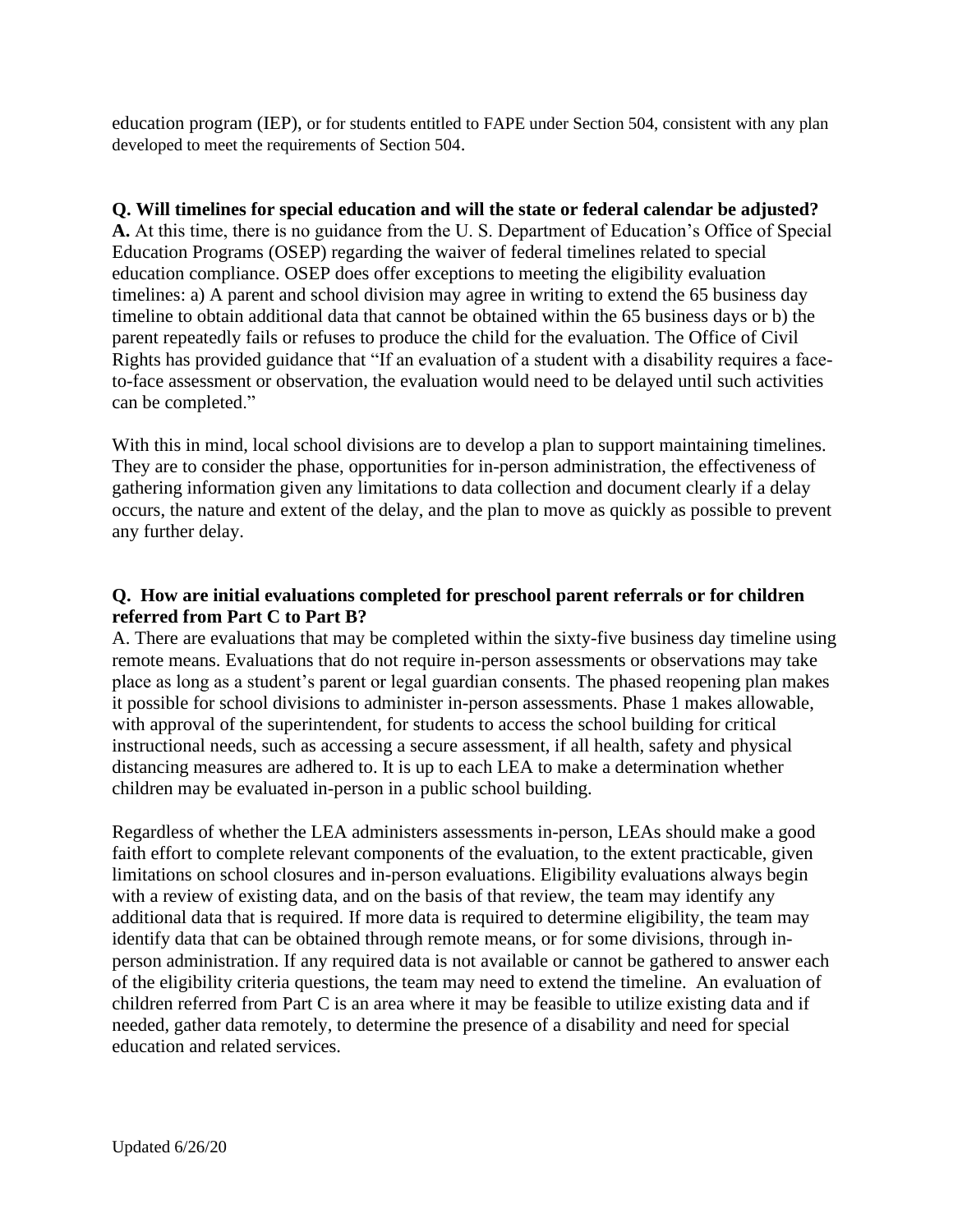education program (IEP), or for students entitled to FAPE under Section 504, consistent with any plan developed to meet the requirements of Section 504.

**Q. Will timelines for special education and will the state or federal calendar be adjusted?**
**A.** At this time, there is no guidance from the U. S. Department of Education's Office of Special Education Programs (OSEP) regarding the waiver of federal timelines related to special education compliance. OSEP does offer exceptions to meeting the eligibility evaluation timelines: a) A parent and school division may agree in writing to extend the 65 business day timeline to obtain additional data that cannot be obtained within the 65 business days or b) the parent repeatedly fails or refuses to produce the child for the evaluation. The Office of Civil Rights has provided guidance that "If an evaluation of a student with a disability requires a face-to-face assessment or observation, the evaluation would need to be delayed until such activities can be completed."

With this in mind, local school divisions are to develop a plan to support maintaining timelines. They are to consider the phase, opportunities for in-person administration, the effectiveness of gathering information given any limitations to data collection and document clearly if a delay occurs, the nature and extent of the delay, and the plan to move as quickly as possible to prevent any further delay.

**Q. How are initial evaluations completed for preschool parent referrals or for children referred from Part C to Part B?**
A. There are evaluations that may be completed within the sixty-five business day timeline using remote means. Evaluations that do not require in-person assessments or observations may take place as long as a student's parent or legal guardian consents. The phased reopening plan makes it possible for school divisions to administer in-person assessments. Phase 1 makes allowable, with approval of the superintendent, for students to access the school building for critical instructional needs, such as accessing a secure assessment, if all health, safety and physical distancing measures are adhered to. It is up to each LEA to make a determination whether children may be evaluated in-person in a public school building.

Regardless of whether the LEA administers assessments in-person, LEAs should make a good faith effort to complete relevant components of the evaluation, to the extent practicable, given limitations on school closures and in-person evaluations. Eligibility evaluations always begin with a review of existing data, and on the basis of that review, the team may identify any additional data that is required. If more data is required to determine eligibility, the team may identify data that can be obtained through remote means, or for some divisions, through in-person administration. If any required data is not available or cannot be gathered to answer each of the eligibility criteria questions, the team may need to extend the timeline. An evaluation of children referred from Part C is an area where it may be feasible to utilize existing data and if needed, gather data remotely, to determine the presence of a disability and need for special education and related services.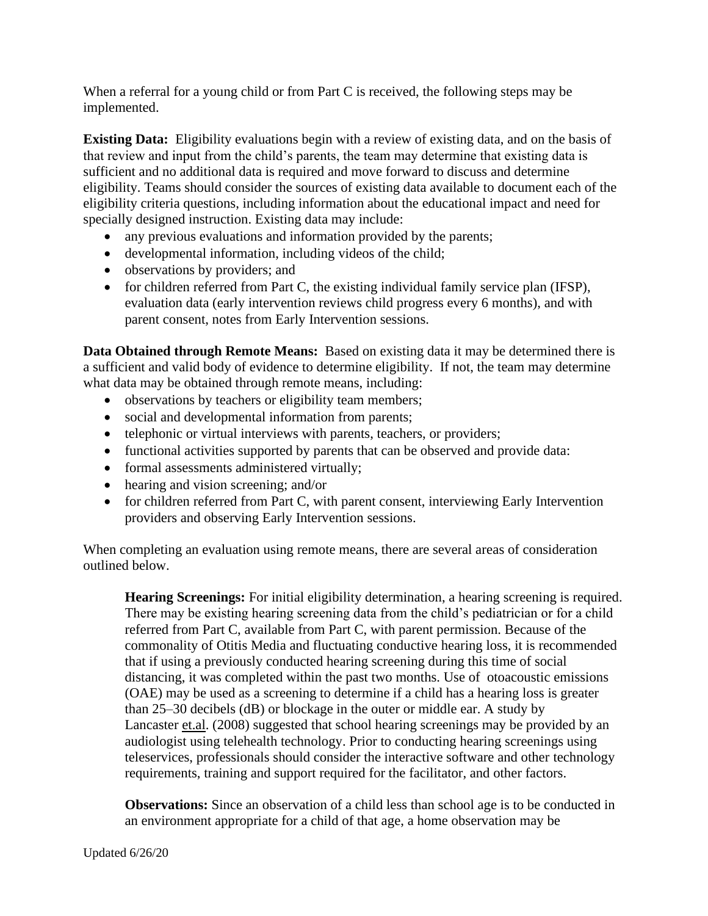When a referral for a young child or from Part C is received, the following steps may be implemented.

**Existing Data:** Eligibility evaluations begin with a review of existing data, and on the basis of that review and input from the child's parents, the team may determine that existing data is sufficient and no additional data is required and move forward to discuss and determine eligibility. Teams should consider the sources of existing data available to document each of the eligibility criteria questions, including information about the educational impact and need for specially designed instruction. Existing data may include:

- any previous evaluations and information provided by the parents;
- developmental information, including videos of the child;
- observations by providers; and
- for children referred from Part C, the existing individual family service plan (IFSP), evaluation data (early intervention reviews child progress every 6 months), and with parent consent, notes from Early Intervention sessions.

**Data Obtained through Remote Means:** Based on existing data it may be determined there is a sufficient and valid body of evidence to determine eligibility. If not, the team may determine what data may be obtained through remote means, including:

- observations by teachers or eligibility team members;
- social and developmental information from parents;
- telephonic or virtual interviews with parents, teachers, or providers;
- functional activities supported by parents that can be observed and provide data:
- formal assessments administered virtually;
- hearing and vision screening; and/or
- for children referred from Part C, with parent consent, interviewing Early Intervention providers and observing Early Intervention sessions.

When completing an evaluation using remote means, there are several areas of consideration outlined below.

> **Hearing Screenings:** For initial eligibility determination, a hearing screening is required. There may be existing hearing screening data from the child's pediatrician or for a child referred from Part C, available from Part C, with parent permission. Because of the commonality of Otitis Media and fluctuating conductive hearing loss, it is recommended that if using a previously conducted hearing screening during this time of social distancing, it was completed within the past two months. Use of otoacoustic emissions (OAE) may be used as a screening to determine if a child has a hearing loss is greater than 25–30 decibels (dB) or blockage in the outer or middle ear. A study by Lancaster et.al. (2008) suggested that school hearing screenings may be provided by an audiologist using telehealth technology. Prior to conducting hearing screenings using teleservices, professionals should consider the interactive software and other technology requirements, training and support required for the facilitator, and other factors.
>
> **Observations:** Since an observation of a child less than school age is to be conducted in an environment appropriate for a child of that age, a home observation may be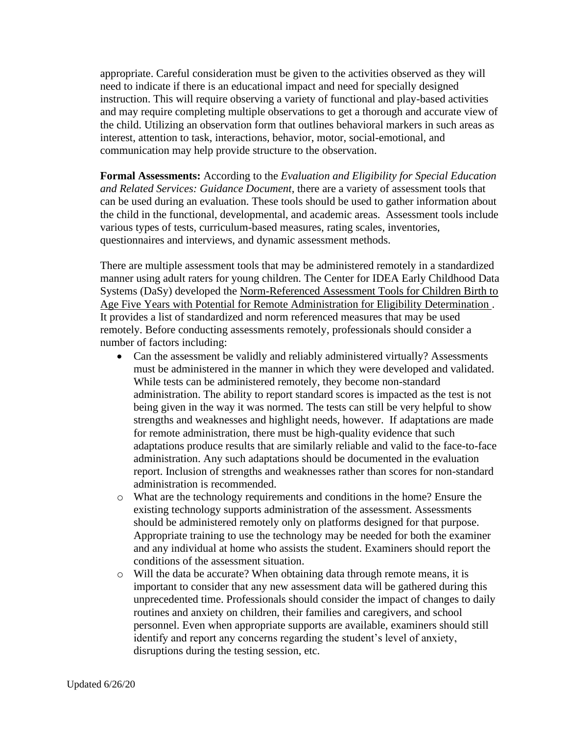appropriate. Careful consideration must be given to the activities observed as they will need to indicate if there is an educational impact and need for specially designed instruction. This will require observing a variety of functional and play-based activities and may require completing multiple observations to get a thorough and accurate view of the child. Utilizing an observation form that outlines behavioral markers in such areas as interest, attention to task, interactions, behavior, motor, social-emotional, and communication may help provide structure to the observation.

**Formal Assessments:** According to the *Evaluation and Eligibility for Special Education and Related Services: Guidance Document*, there are a variety of assessment tools that can be used during an evaluation. These tools should be used to gather information about the child in the functional, developmental, and academic areas. Assessment tools include various types of tests, curriculum-based measures, rating scales, inventories, questionnaires and interviews, and dynamic assessment methods.

There are multiple assessment tools that may be administered remotely in a standardized manner using adult raters for young children. The Center for IDEA Early Childhood Data Systems (DaSy) developed the Norm-Referenced Assessment Tools for Children Birth to Age Five Years with Potential for Remote Administration for Eligibility Determination . It provides a list of standardized and norm referenced measures that may be used remotely. Before conducting assessments remotely, professionals should consider a number of factors including:

- Can the assessment be validly and reliably administered virtually? Assessments must be administered in the manner in which they were developed and validated. While tests can be administered remotely, they become non-standard administration. The ability to report standard scores is impacted as the test is not being given in the way it was normed. The tests can still be very helpful to show strengths and weaknesses and highlight needs, however. If adaptations are made for remote administration, there must be high-quality evidence that such adaptations produce results that are similarly reliable and valid to the face-to-face administration. Any such adaptations should be documented in the evaluation report. Inclusion of strengths and weaknesses rather than scores for non-standard administration is recommended.
- What are the technology requirements and conditions in the home? Ensure the existing technology supports administration of the assessment. Assessments should be administered remotely only on platforms designed for that purpose. Appropriate training to use the technology may be needed for both the examiner and any individual at home who assists the student. Examiners should report the conditions of the assessment situation.
- Will the data be accurate? When obtaining data through remote means, it is important to consider that any new assessment data will be gathered during this unprecedented time. Professionals should consider the impact of changes to daily routines and anxiety on children, their families and caregivers, and school personnel. Even when appropriate supports are available, examiners should still identify and report any concerns regarding the student's level of anxiety, disruptions during the testing session, etc.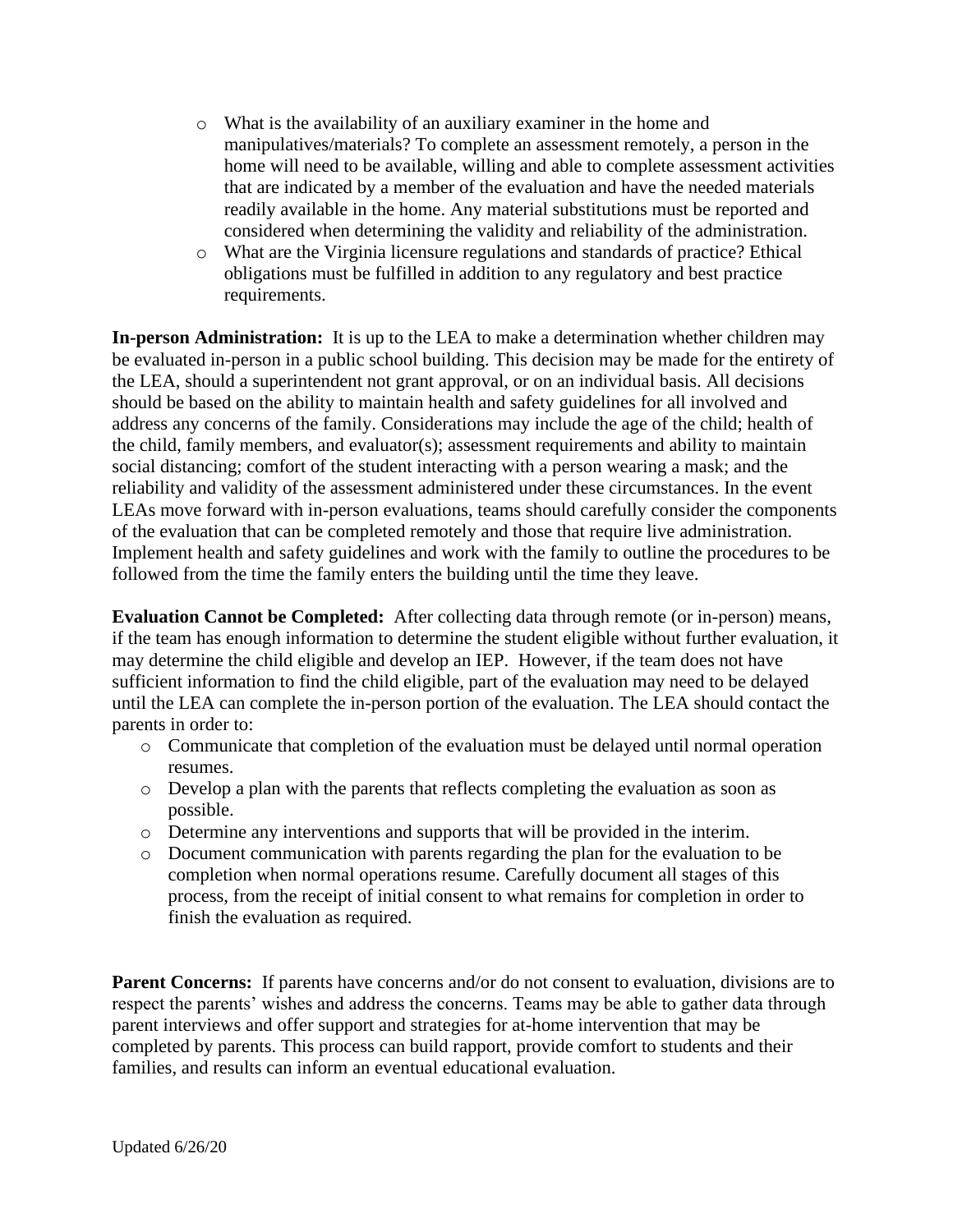- What is the availability of an auxiliary examiner in the home and manipulatives/materials? To complete an assessment remotely, a person in the home will need to be available, willing and able to complete assessment activities that are indicated by a member of the evaluation and have the needed materials readily available in the home. Any material substitutions must be reported and considered when determining the validity and reliability of the administration.
- What are the Virginia licensure regulations and standards of practice? Ethical obligations must be fulfilled in addition to any regulatory and best practice requirements.

**In-person Administration:** It is up to the LEA to make a determination whether children may be evaluated in-person in a public school building. This decision may be made for the entirety of the LEA, should a superintendent not grant approval, or on an individual basis. All decisions should be based on the ability to maintain health and safety guidelines for all involved and address any concerns of the family. Considerations may include the age of the child; health of the child, family members, and evaluator(s); assessment requirements and ability to maintain social distancing; comfort of the student interacting with a person wearing a mask; and the reliability and validity of the assessment administered under these circumstances. In the event LEAs move forward with in-person evaluations, teams should carefully consider the components of the evaluation that can be completed remotely and those that require live administration. Implement health and safety guidelines and work with the family to outline the procedures to be followed from the time the family enters the building until the time they leave.

**Evaluation Cannot be Completed:** After collecting data through remote (or in-person) means, if the team has enough information to determine the student eligible without further evaluation, it may determine the child eligible and develop an IEP. However, if the team does not have sufficient information to find the child eligible, part of the evaluation may need to be delayed until the LEA can complete the in-person portion of the evaluation. The LEA should contact the parents in order to:

- Communicate that completion of the evaluation must be delayed until normal operation resumes.
- Develop a plan with the parents that reflects completing the evaluation as soon as possible.
- Determine any interventions and supports that will be provided in the interim.
- Document communication with parents regarding the plan for the evaluation to be completion when normal operations resume. Carefully document all stages of this process, from the receipt of initial consent to what remains for completion in order to finish the evaluation as required.

**Parent Concerns:** If parents have concerns and/or do not consent to evaluation, divisions are to respect the parents' wishes and address the concerns. Teams may be able to gather data through parent interviews and offer support and strategies for at-home intervention that may be completed by parents. This process can build rapport, provide comfort to students and their families, and results can inform an eventual educational evaluation.

Updated 6/26/20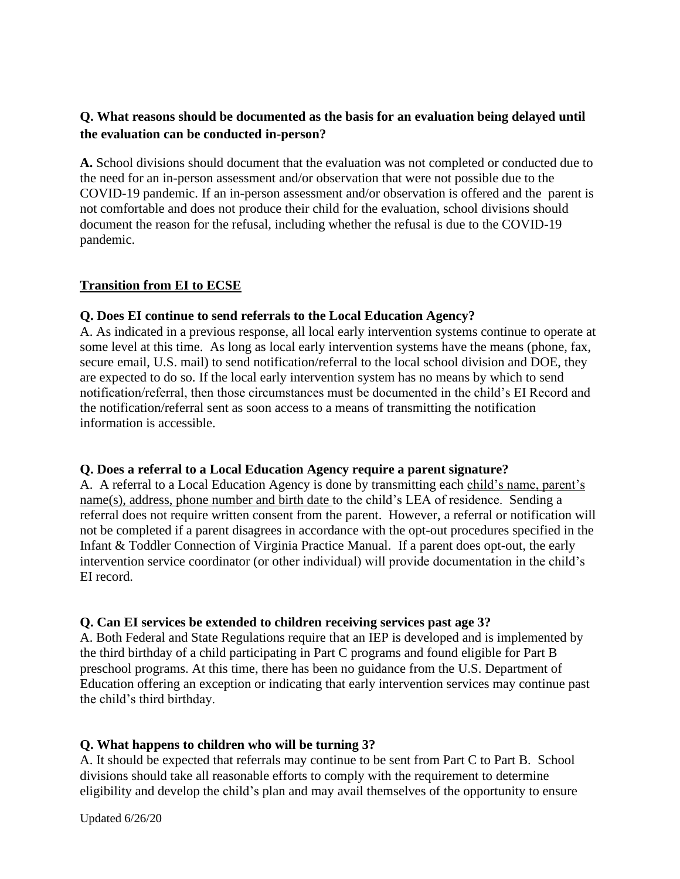**Q. What reasons should be documented as the basis for an evaluation being delayed until the evaluation can be conducted in-person?**

**A.** School divisions should document that the evaluation was not completed or conducted due to the need for an in-person assessment and/or observation that were not possible due to the COVID-19 pandemic. If an in-person assessment and/or observation is offered and the parent is not comfortable and does not produce their child for the evaluation, school divisions should document the reason for the refusal, including whether the refusal is due to the COVID-19 pandemic.

## Transition from EI to ECSE

**Q. Does EI continue to send referrals to the Local Education Agency?**

A. As indicated in a previous response, all local early intervention systems continue to operate at some level at this time. As long as local early intervention systems have the means (phone, fax, secure email, U.S. mail) to send notification/referral to the local school division and DOE, they are expected to do so. If the local early intervention system has no means by which to send notification/referral, then those circumstances must be documented in the child's EI Record and the notification/referral sent as soon access to a means of transmitting the notification information is accessible.

**Q. Does a referral to a Local Education Agency require a parent signature?**

A. A referral to a Local Education Agency is done by transmitting each child's name, parent's name(s), address, phone number and birth date to the child's LEA of residence. Sending a referral does not require written consent from the parent. However, a referral or notification will not be completed if a parent disagrees in accordance with the opt-out procedures specified in the Infant & Toddler Connection of Virginia Practice Manual. If a parent does opt-out, the early intervention service coordinator (or other individual) will provide documentation in the child's EI record.

**Q. Can EI services be extended to children receiving services past age 3?**

A. Both Federal and State Regulations require that an IEP is developed and is implemented by the third birthday of a child participating in Part C programs and found eligible for Part B preschool programs. At this time, there has been no guidance from the U.S. Department of Education offering an exception or indicating that early intervention services may continue past the child's third birthday.

**Q. What happens to children who will be turning 3?**

A. It should be expected that referrals may continue to be sent from Part C to Part B. School divisions should take all reasonable efforts to comply with the requirement to determine eligibility and develop the child's plan and may avail themselves of the opportunity to ensure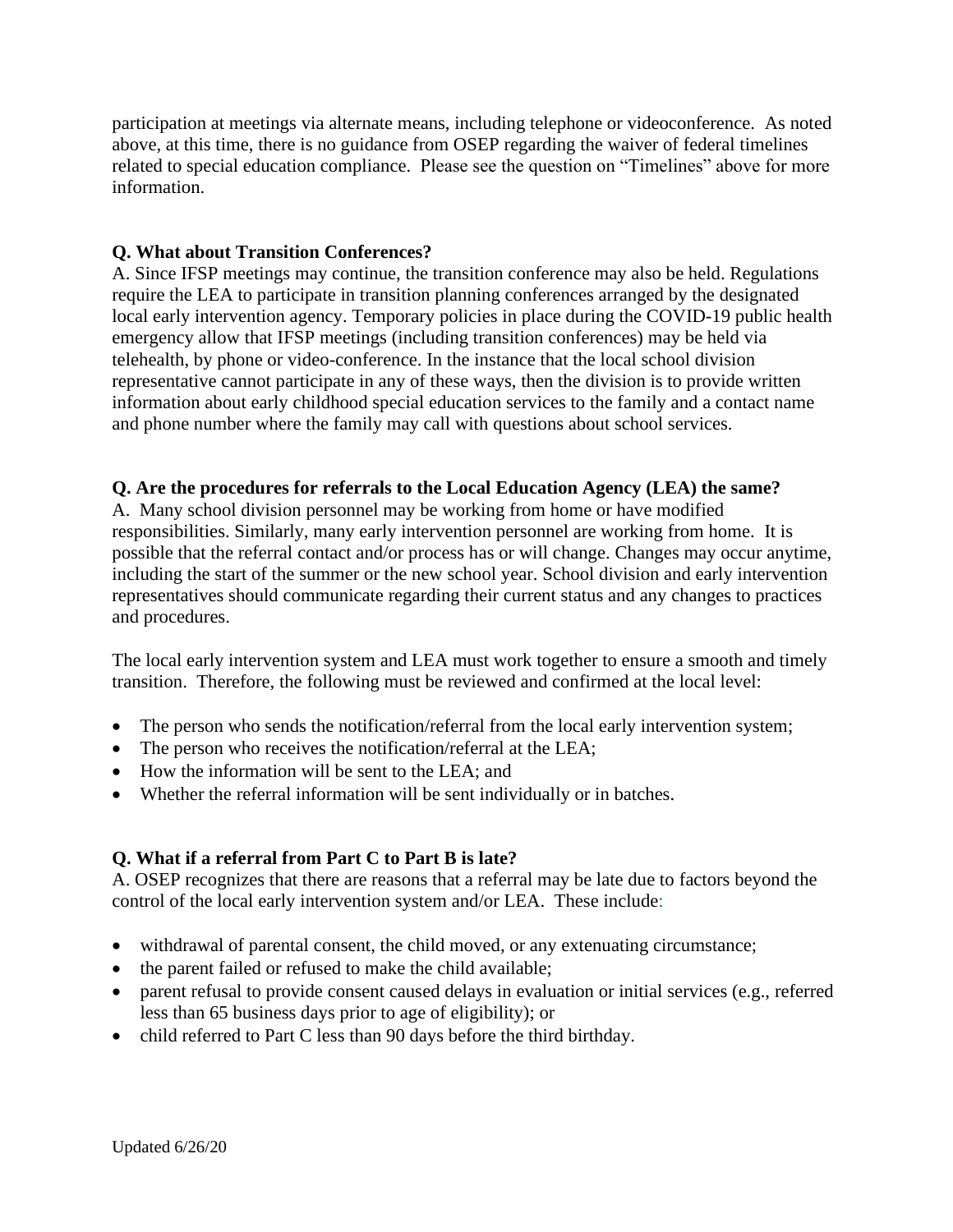participation at meetings via alternate means, including telephone or videoconference. As noted above, at this time, there is no guidance from OSEP regarding the waiver of federal timelines related to special education compliance. Please see the question on "Timelines" above for more information.

**Q. What about Transition Conferences?**

A. Since IFSP meetings may continue, the transition conference may also be held. Regulations require the LEA to participate in transition planning conferences arranged by the designated local early intervention agency. Temporary policies in place during the COVID-19 public health emergency allow that IFSP meetings (including transition conferences) may be held via telehealth, by phone or video-conference. In the instance that the local school division representative cannot participate in any of these ways, then the division is to provide written information about early childhood special education services to the family and a contact name and phone number where the family may call with questions about school services.

**Q. Are the procedures for referrals to the Local Education Agency (LEA) the same?**

A. Many school division personnel may be working from home or have modified responsibilities. Similarly, many early intervention personnel are working from home. It is possible that the referral contact and/or process has or will change. Changes may occur anytime, including the start of the summer or the new school year. School division and early intervention representatives should communicate regarding their current status and any changes to practices and procedures.

The local early intervention system and LEA must work together to ensure a smooth and timely transition. Therefore, the following must be reviewed and confirmed at the local level:

- The person who sends the notification/referral from the local early intervention system;
- The person who receives the notification/referral at the LEA;
- How the information will be sent to the LEA; and
- Whether the referral information will be sent individually or in batches.

**Q. What if a referral from Part C to Part B is late?**

A. OSEP recognizes that there are reasons that a referral may be late due to factors beyond the control of the local early intervention system and/or LEA. These include:

- withdrawal of parental consent, the child moved, or any extenuating circumstance;
- the parent failed or refused to make the child available;
- parent refusal to provide consent caused delays in evaluation or initial services (e.g., referred less than 65 business days prior to age of eligibility); or
- child referred to Part C less than 90 days before the third birthday.

Updated 6/26/20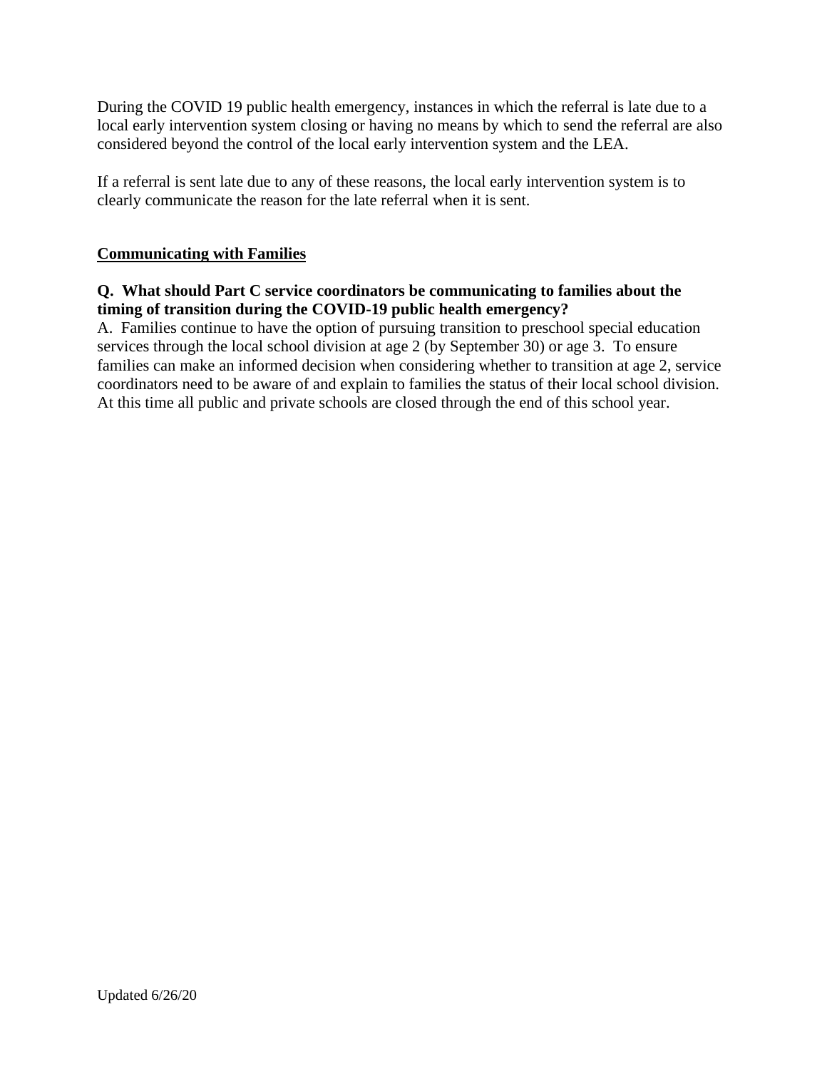During the COVID 19 public health emergency, instances in which the referral is late due to a local early intervention system closing or having no means by which to send the referral are also considered beyond the control of the local early intervention system and the LEA.

If a referral is sent late due to any of these reasons, the local early intervention system is to clearly communicate the reason for the late referral when it is sent.

## Communicating with Families

**Q. What should Part C service coordinators be communicating to families about the timing of transition during the COVID-19 public health emergency?**

A. Families continue to have the option of pursuing transition to preschool special education services through the local school division at age 2 (by September 30) or age 3. To ensure families can make an informed decision when considering whether to transition at age 2, service coordinators need to be aware of and explain to families the status of their local school division. At this time all public and private schools are closed through the end of this school year.